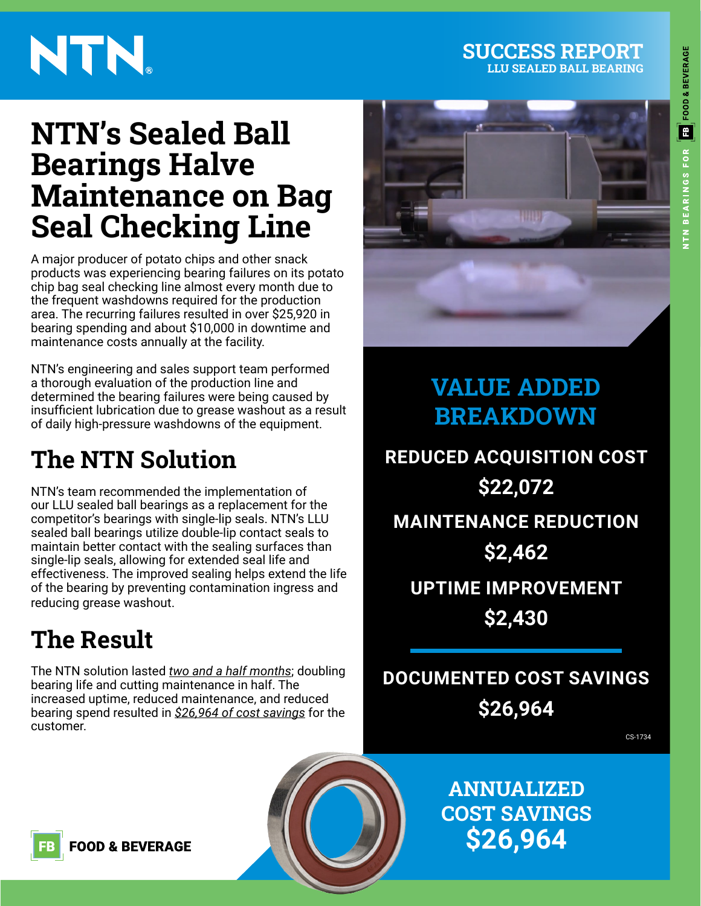NTN®

**SUCCESS REPORT**
**LLU SEALED BALL BEARING**

# NTN's Sealed Ball Bearings Halve Maintenance on Bag Seal Checking Line

A major producer of potato chips and other snack products was experiencing bearing failures on its potato chip bag seal checking line almost every month due to the frequent washdowns required for the production area. The recurring failures resulted in over $25,920 in bearing spending and about $10,000 in downtime and maintenance costs annually at the facility.

NTN's engineering and sales support team performed a thorough evaluation of the production line and determined the bearing failures were being caused by insufficient lubrication due to grease washout as a result of daily high-pressure washdowns of the equipment.

## The NTN Solution

NTN's team recommended the implementation of our LLU sealed ball bearings as a replacement for the competitor's bearings with single-lip seals. NTN's LLU sealed ball bearings utilize double-lip contact seals to maintain better contact with the sealing surfaces than single-lip seals, allowing for extended seal life and effectiveness. The improved sealing helps extend the life of the bearing by preventing contamination ingress and reducing grease washout.

## The Result

The NTN solution lasted *two and a half months*; doubling bearing life and cutting maintenance in half. The increased uptime, reduced maintenance, and reduced bearing spend resulted in *$26,964 of cost savings* for the customer.

## VALUE ADDED BREAKDOWN

**REDUCED ACQUISITION COST**
**$22,072**

**MAINTENANCE REDUCTION**
**$2,462**

**UPTIME IMPROVEMENT**
**$2,430**

**DOCUMENTED COST SAVINGS**
**$26,964**

CS-1734

**ANNUALIZED COST SAVINGS**
**$26,964**

FB FOOD & BEVERAGE

NTN BEARINGS FOR FB FOOD & BEVERAGE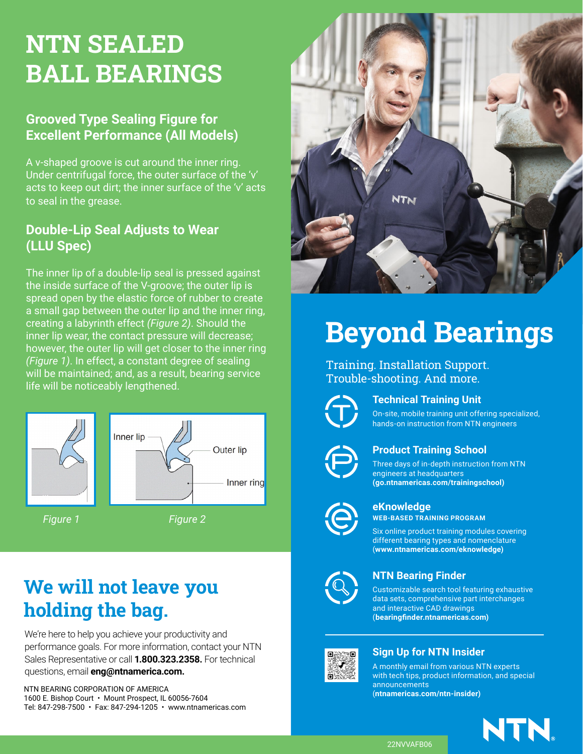# NTN SEALED BALL BEARINGS

## Grooved Type Sealing Figure for Excellent Performance (All Models)

A v-shaped groove is cut around the inner ring. Under centrifugal force, the outer surface of the 'v' acts to keep out dirt; the inner surface of the 'v' acts to seal in the grease.

## Double-Lip Seal Adjusts to Wear (LLU Spec)

The inner lip of a double-lip seal is pressed against the inside surface of the V-groove; the outer lip is spread open by the elastic force of rubber to create a small gap between the outer lip and the inner ring, creating a labyrinth effect *(Figure 2)*. Should the inner lip wear, the contact pressure will decrease; however, the outer lip will get closer to the inner ring *(Figure 1)*. In effect, a constant degree of sealing will be maintained; and, as a result, bearing service life will be noticeably lengthened.

*Figure 1*

Inner lip
Outer lip
Inner ring

*Figure 2*

## We will not leave you holding the bag.

We're here to help you achieve your productivity and performance goals. For more information, contact your NTN Sales Representative or call **1.800.323.2358.** For technical questions, email **eng@ntnamerica.com.**

NTN BEARING CORPORATION OF AMERICA
1600 E. Bishop Court • Mount Prospect, IL 60056-7604
Tel: 847-298-7500 • Fax: 847-294-1205 • www.ntnamericas.com

# Beyond Bearings

Training. Installation Support. Trouble-shooting. And more.

### Technical Training Unit

On-site, mobile training unit offering specialized, hands-on instruction from NTN engineers

### Product Training School

Three days of in-depth instruction from NTN engineers at headquarters
**(go.ntnamericas.com/trainingschool)**

### eKnowledge

**WEB-BASED TRAINING PROGRAM**

Six online product training modules covering different bearing types and nomenclature
**(www.ntnamericas.com/eknowledge)**

### NTN Bearing Finder

Customizable search tool featuring exhaustive data sets, comprehensive part interchanges and interactive CAD drawings
**(bearingfinder.ntnamericas.com)**

### Sign Up for NTN Insider

A monthly email from various NTN experts with tech tips, product information, and special announcements
**(ntnamericas.com/ntn-insider)**

NTN

22NVVAFB06